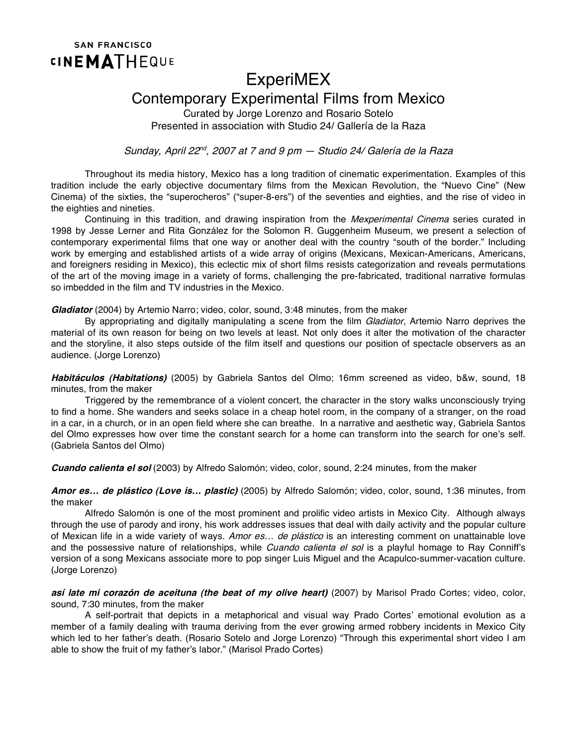SAN FRANCISCO
CINEMATHEQUE

# ExperiMEX

## Contemporary Experimental Films from Mexico

Curated by Jorge Lorenzo and Rosario Sotelo
Presented in association with Studio 24/ Gallería de la Raza

*Sunday, April 22nd, 2007 at 7 and 9 pm — Studio 24/ Galería de la Raza*

Throughout its media history, Mexico has a long tradition of cinematic experimentation. Examples of this tradition include the early objective documentary films from the Mexican Revolution, the "Nuevo Cine" (New Cinema) of the sixties, the "superocheros" ("super-8-ers") of the seventies and eighties, and the rise of video in the eighties and nineties.

Continuing in this tradition, and drawing inspiration from the *Mexperimental Cinema* series curated in 1998 by Jesse Lerner and Rita González for the Solomon R. Guggenheim Museum, we present a selection of contemporary experimental films that one way or another deal with the country "south of the border." Including work by emerging and established artists of a wide array of origins (Mexicans, Mexican-Americans, Americans, and foreigners residing in Mexico), this eclectic mix of short films resists categorization and reveals permutations of the art of the moving image in a variety of forms, challenging the pre-fabricated, traditional narrative formulas so imbedded in the film and TV industries in the Mexico.

***Gladiator*** (2004) by Artemio Narro; video, color, sound, 3:48 minutes, from the maker

By appropriating and digitally manipulating a scene from the film *Gladiator*, Artemio Narro deprives the material of its own reason for being on two levels at least. Not only does it alter the motivation of the character and the storyline, it also steps outside of the film itself and questions our position of spectacle observers as an audience. (Jorge Lorenzo)

***Habitáculos (Habitations)*** (2005) by Gabriela Santos del Olmo; 16mm screened as video, b&w, sound, 18 minutes, from the maker

Triggered by the remembrance of a violent concert, the character in the story walks unconsciously trying to find a home. She wanders and seeks solace in a cheap hotel room, in the company of a stranger, on the road in a car, in a church, or in an open field where she can breathe. In a narrative and aesthetic way, Gabriela Santos del Olmo expresses how over time the constant search for a home can transform into the search for one's self. (Gabriela Santos del Olmo)

***Cuando calienta el sol*** (2003) by Alfredo Salomón; video, color, sound, 2:24 minutes, from the maker

***Amor es… de plástico (Love is… plastic)*** (2005) by Alfredo Salomón; video, color, sound, 1:36 minutes, from the maker

Alfredo Salomón is one of the most prominent and prolific video artists in Mexico City. Although always through the use of parody and irony, his work addresses issues that deal with daily activity and the popular culture of Mexican life in a wide variety of ways. *Amor es… de plástico* is an interesting comment on unattainable love and the possessive nature of relationships, while *Cuando calienta el sol* is a playful homage to Ray Conniff's version of a song Mexicans associate more to pop singer Luis Miguel and the Acapulco-summer-vacation culture. (Jorge Lorenzo)

***así late mi corazón de aceituna (the beat of my olive heart)*** (2007) by Marisol Prado Cortes; video, color, sound, 7:30 minutes, from the maker

A self-portrait that depicts in a metaphorical and visual way Prado Cortes' emotional evolution as a member of a family dealing with trauma deriving from the ever growing armed robbery incidents in Mexico City which led to her father's death. (Rosario Sotelo and Jorge Lorenzo) "Through this experimental short video I am able to show the fruit of my father's labor." (Marisol Prado Cortes)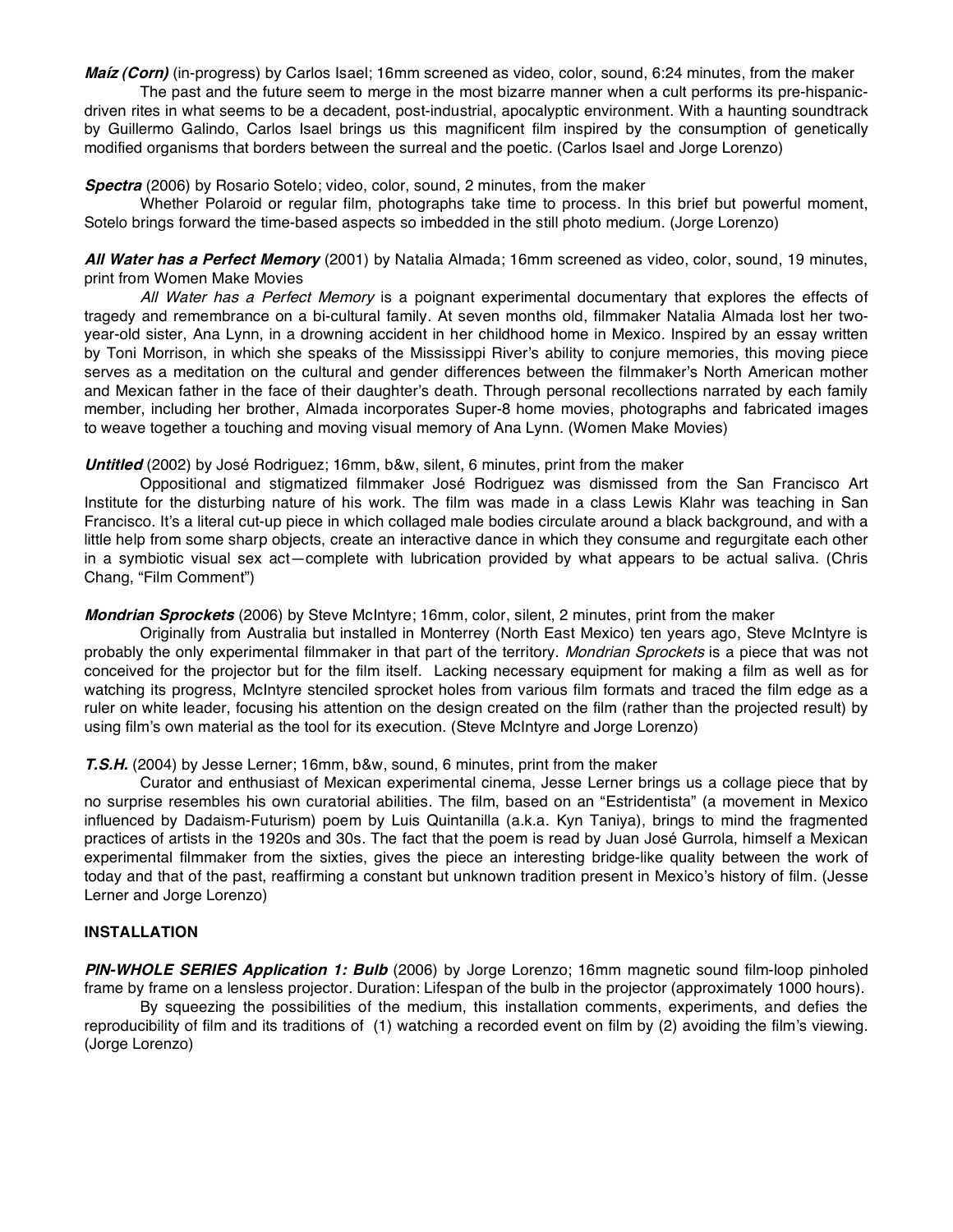***Maíz (Corn)*** (in-progress) by Carlos Isael; 16mm screened as video, color, sound, 6:24 minutes, from the maker

The past and the future seem to merge in the most bizarre manner when a cult performs its pre-hispanic-driven rites in what seems to be a decadent, post-industrial, apocalyptic environment. With a haunting soundtrack by Guillermo Galindo, Carlos Isael brings us this magnificent film inspired by the consumption of genetically modified organisms that borders between the surreal and the poetic. (Carlos Isael and Jorge Lorenzo)

***Spectra*** (2006) by Rosario Sotelo; video, color, sound, 2 minutes, from the maker

Whether Polaroid or regular film, photographs take time to process. In this brief but powerful moment, Sotelo brings forward the time-based aspects so imbedded in the still photo medium. (Jorge Lorenzo)

***All Water has a Perfect Memory*** (2001) by Natalia Almada; 16mm screened as video, color, sound, 19 minutes, print from Women Make Movies

*All Water has a Perfect Memory* is a poignant experimental documentary that explores the effects of tragedy and remembrance on a bi-cultural family. At seven months old, filmmaker Natalia Almada lost her two-year-old sister, Ana Lynn, in a drowning accident in her childhood home in Mexico. Inspired by an essay written by Toni Morrison, in which she speaks of the Mississippi River's ability to conjure memories, this moving piece serves as a meditation on the cultural and gender differences between the filmmaker's North American mother and Mexican father in the face of their daughter's death. Through personal recollections narrated by each family member, including her brother, Almada incorporates Super-8 home movies, photographs and fabricated images to weave together a touching and moving visual memory of Ana Lynn. (Women Make Movies)

***Untitled*** (2002) by José Rodriguez; 16mm, b&w, silent, 6 minutes, print from the maker

Oppositional and stigmatized filmmaker José Rodriguez was dismissed from the San Francisco Art Institute for the disturbing nature of his work. The film was made in a class Lewis Klahr was teaching in San Francisco. It's a literal cut-up piece in which collaged male bodies circulate around a black background, and with a little help from some sharp objects, create an interactive dance in which they consume and regurgitate each other in a symbiotic visual sex act—complete with lubrication provided by what appears to be actual saliva. (Chris Chang, "Film Comment")

***Mondrian Sprockets*** (2006) by Steve McIntyre; 16mm, color, silent, 2 minutes, print from the maker

Originally from Australia but installed in Monterrey (North East Mexico) ten years ago, Steve McIntyre is probably the only experimental filmmaker in that part of the territory. *Mondrian Sprockets* is a piece that was not conceived for the projector but for the film itself. Lacking necessary equipment for making a film as well as for watching its progress, McIntyre stenciled sprocket holes from various film formats and traced the film edge as a ruler on white leader, focusing his attention on the design created on the film (rather than the projected result) by using film's own material as the tool for its execution. (Steve McIntyre and Jorge Lorenzo)

***T.S.H.*** (2004) by Jesse Lerner; 16mm, b&w, sound, 6 minutes, print from the maker

Curator and enthusiast of Mexican experimental cinema, Jesse Lerner brings us a collage piece that by no surprise resembles his own curatorial abilities. The film, based on an "Estridentista" (a movement in Mexico influenced by Dadaism-Futurism) poem by Luis Quintanilla (a.k.a. Kyn Taniya), brings to mind the fragmented practices of artists in the 1920s and 30s. The fact that the poem is read by Juan José Gurrola, himself a Mexican experimental filmmaker from the sixties, gives the piece an interesting bridge-like quality between the work of today and that of the past, reaffirming a constant but unknown tradition present in Mexico's history of film. (Jesse Lerner and Jorge Lorenzo)

## INSTALLATION

***PIN-WHOLE SERIES Application 1: Bulb*** (2006) by Jorge Lorenzo; 16mm magnetic sound film-loop pinholed frame by frame on a lensless projector. Duration: Lifespan of the bulb in the projector (approximately 1000 hours).

By squeezing the possibilities of the medium, this installation comments, experiments, and defies the reproducibility of film and its traditions of (1) watching a recorded event on film by (2) avoiding the film's viewing. (Jorge Lorenzo)